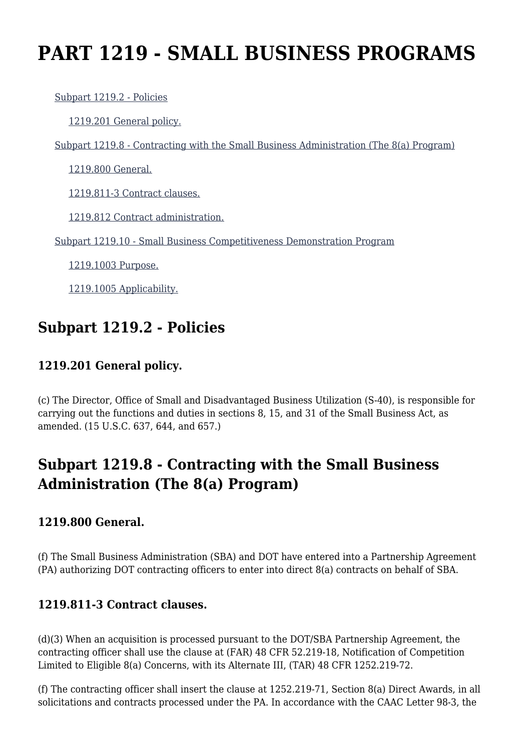# PART 1219 - SMALL BUSINESS PROGRAMS

Subpart 1219.2 - Policies

1219.201 General policy.

Subpart 1219.8 - Contracting with the Small Business Administration (The 8(a) Program)

1219.800 General.

1219.811-3 Contract clauses.

1219.812 Contract administration.

Subpart 1219.10 - Small Business Competitiveness Demonstration Program

1219.1003 Purpose.

1219.1005 Applicability.

## Subpart 1219.2 - Policies

### 1219.201 General policy.

(c) The Director, Office of Small and Disadvantaged Business Utilization (S-40), is responsible for carrying out the functions and duties in sections 8, 15, and 31 of the Small Business Act, as amended. (15 U.S.C. 637, 644, and 657.)

## Subpart 1219.8 - Contracting with the Small Business Administration (The 8(a) Program)

### 1219.800 General.

(f) The Small Business Administration (SBA) and DOT have entered into a Partnership Agreement (PA) authorizing DOT contracting officers to enter into direct 8(a) contracts on behalf of SBA.

### 1219.811-3 Contract clauses.

(d)(3) When an acquisition is processed pursuant to the DOT/SBA Partnership Agreement, the contracting officer shall use the clause at (FAR) 48 CFR 52.219-18, Notification of Competition Limited to Eligible 8(a) Concerns, with its Alternate III, (TAR) 48 CFR 1252.219-72.

(f) The contracting officer shall insert the clause at 1252.219-71, Section 8(a) Direct Awards, in all solicitations and contracts processed under the PA. In accordance with the CAAC Letter 98-3, the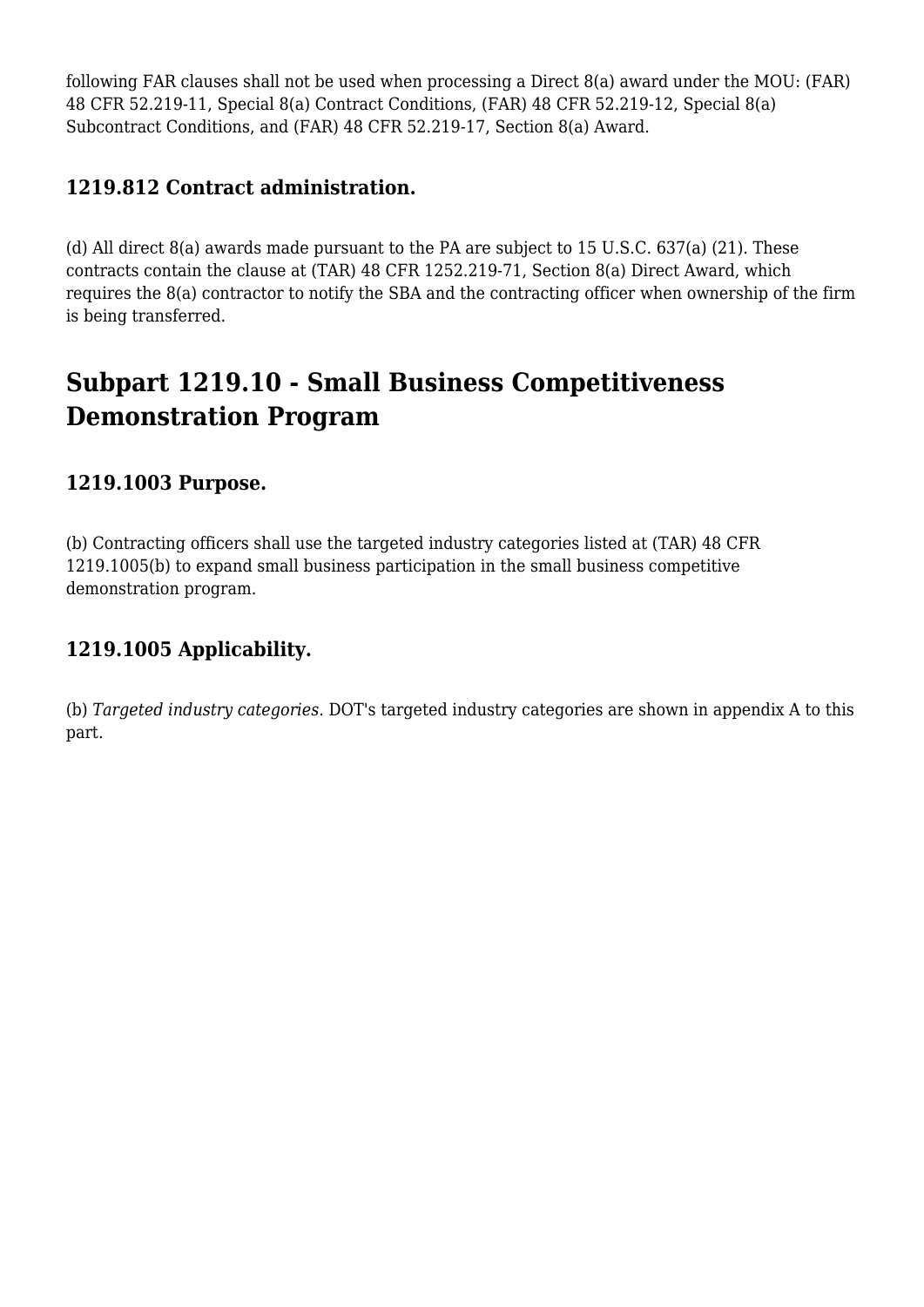following FAR clauses shall not be used when processing a Direct 8(a) award under the MOU: (FAR) 48 CFR 52.219-11, Special 8(a) Contract Conditions, (FAR) 48 CFR 52.219-12, Special 8(a) Subcontract Conditions, and (FAR) 48 CFR 52.219-17, Section 8(a) Award.

### 1219.812 Contract administration.

(d) All direct 8(a) awards made pursuant to the PA are subject to 15 U.S.C. 637(a) (21). These contracts contain the clause at (TAR) 48 CFR 1252.219-71, Section 8(a) Direct Award, which requires the 8(a) contractor to notify the SBA and the contracting officer when ownership of the firm is being transferred.

## Subpart 1219.10 - Small Business Competitiveness Demonstration Program

### 1219.1003 Purpose.

(b) Contracting officers shall use the targeted industry categories listed at (TAR) 48 CFR 1219.1005(b) to expand small business participation in the small business competitive demonstration program.

### 1219.1005 Applicability.

(b) *Targeted industry categories.* DOT's targeted industry categories are shown in appendix A to this part.